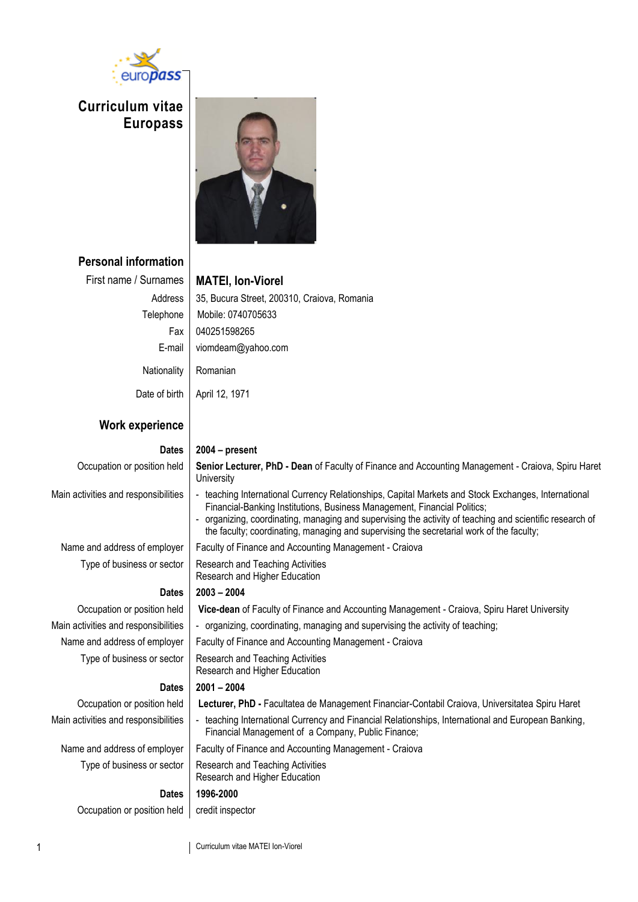# Curriculum vitae Europass

## Personal information

| | |
|---|---|
| First name / Surnames | **MATEI, Ion-Viorel** |
| Address | 35, Bucura Street, 200310, Craiova, Romania |
| Telephone | Mobile: 0740705633 |
| Fax | 040251598265 |
| E-mail | viomdeam@yahoo.com |
| Nationality | Romanian |
| Date of birth | April 12, 1971 |

## Work experience

| | |
|---|---|
| **Dates** | **2004 – present** |
| Occupation or position held | **Senior Lecturer, PhD - Dean** of Faculty of Finance and Accounting Management - Craiova, Spiru Haret University |
| Main activities and responsibilities | - teaching International Currency Relationships, Capital Markets and Stock Exchanges, International Financial-Banking Institutions, Business Management, Financial Politics;<br>- organizing, coordinating, managing and supervising the activity of teaching and scientific research of the faculty; coordinating, managing and supervising the secretarial work of the faculty; |
| Name and address of employer | Faculty of Finance and Accounting Management - Craiova |
| Type of business or sector | Research and Teaching Activities<br>Research and Higher Education |
| **Dates** | **2003 – 2004** |
| Occupation or position held | **Vice-dean** of Faculty of Finance and Accounting Management - Craiova, Spiru Haret University |
| Main activities and responsibilities | - organizing, coordinating, managing and supervising the activity of teaching; |
| Name and address of employer | Faculty of Finance and Accounting Management - Craiova |
| Type of business or sector | Research and Teaching Activities<br>Research and Higher Education |
| **Dates** | **2001 – 2004** |
| Occupation or position held | **Lecturer, PhD -** Facultatea de Management Financiar-Contabil Craiova, Universitatea Spiru Haret |
| Main activities and responsibilities | - teaching International Currency and Financial Relationships, International and European Banking, Financial Management of a Company, Public Finance; |
| Name and address of employer | Faculty of Finance and Accounting Management - Craiova |
| Type of business or sector | Research and Teaching Activities<br>Research and Higher Education |
| **Dates** | **1996-2000** |
| Occupation or position held | credit inspector |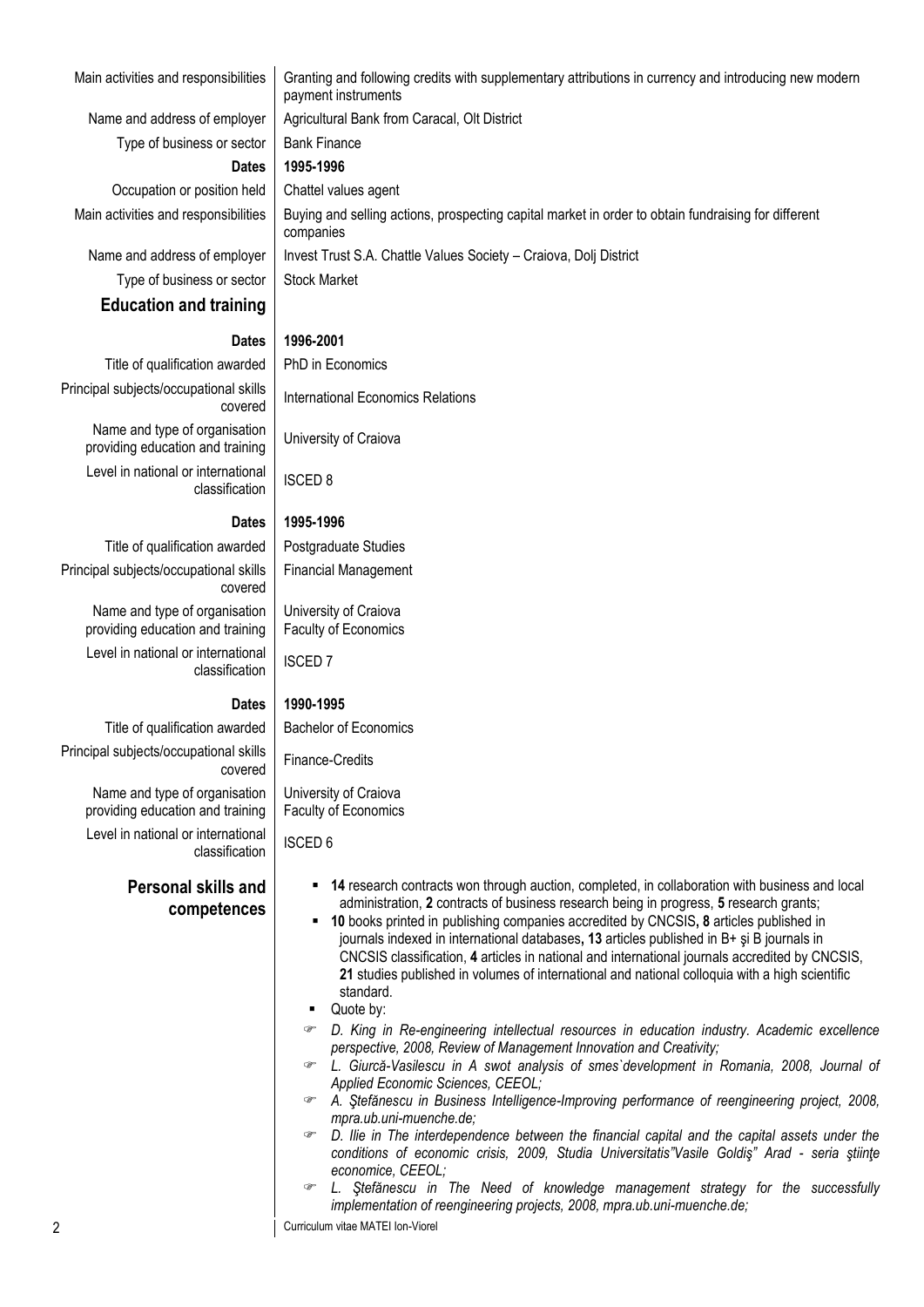| | |
|---|---|
| Main activities and responsibilities | Granting and following credits with supplementary attributions in currency and introducing new modern payment instruments |
| Name and address of employer | Agricultural Bank from Caracal, Olt District |
| Type of business or sector | Bank Finance |
| **Dates** | **1995-1996** |
| Occupation or position held | Chattel values agent |
| Main activities and responsibilities | Buying and selling actions, prospecting capital market in order to obtain fundraising for different companies |
| Name and address of employer | Invest Trust S.A. Chattle Values Society – Craiova, Dolj District |
| Type of business or sector | Stock Market |

## Education and training

| | |
|---|---|
| **Dates** | **1996-2001** |
| Title of qualification awarded | PhD in Economics |
| Principal subjects/occupational skills covered | International Economics Relations |
| Name and type of organisation providing education and training | University of Craiova |
| Level in national or international classification | ISCED 8 |
| **Dates** | **1995-1996** |
| Title of qualification awarded | Postgraduate Studies |
| Principal subjects/occupational skills covered | Financial Management |
| Name and type of organisation providing education and training | University of Craiova<br>Faculty of Economics |
| Level in national or international classification | ISCED 7 |
| **Dates** | **1990-1995** |
| Title of qualification awarded | Bachelor of Economics |
| Principal subjects/occupational skills covered | Finance-Credits |
| Name and type of organisation providing education and training | University of Craiova<br>Faculty of Economics |
| Level in national or international classification | ISCED 6 |

## Personal skills and competences

- **14** research contracts won through auction, completed, in collaboration with business and local administration, **2** contracts of business research being in progress, **5** research grants;
- **10** books printed in publishing companies accredited by CNCSIS**, 8** articles published in journals indexed in international databases**, 13** articles published in B+ şi B journals in CNCSIS classification, **4** articles in national and international journals accredited by CNCSIS, **21** studies published in volumes of international and national colloquia with a high scientific standard.
- Quote by:
  - *D. King in Re-engineering intellectual resources in education industry. Academic excellence perspective, 2008, Review of Management Innovation and Creativity;*
  - *L. Giurcă-Vasilescu in A swot analysis of smes`development in Romania, 2008, Journal of Applied Economic Sciences, CEEOL;*
  - *A. Ştefănescu in Business Intelligence-Improving performance of reengineering project, 2008, mpra.ub.uni-muenche.de;*
  - *D. Ilie in The interdependence between the financial capital and the capital assets under the conditions of economic crisis, 2009, Studia Universitatis"Vasile Goldiş" Arad - seria ştiinţe economice, CEEOL;*
  - *L. Ştefănescu in The Need of knowledge management strategy for the successfully implementation of reengineering projects, 2008, mpra.ub.uni-muenche.de;*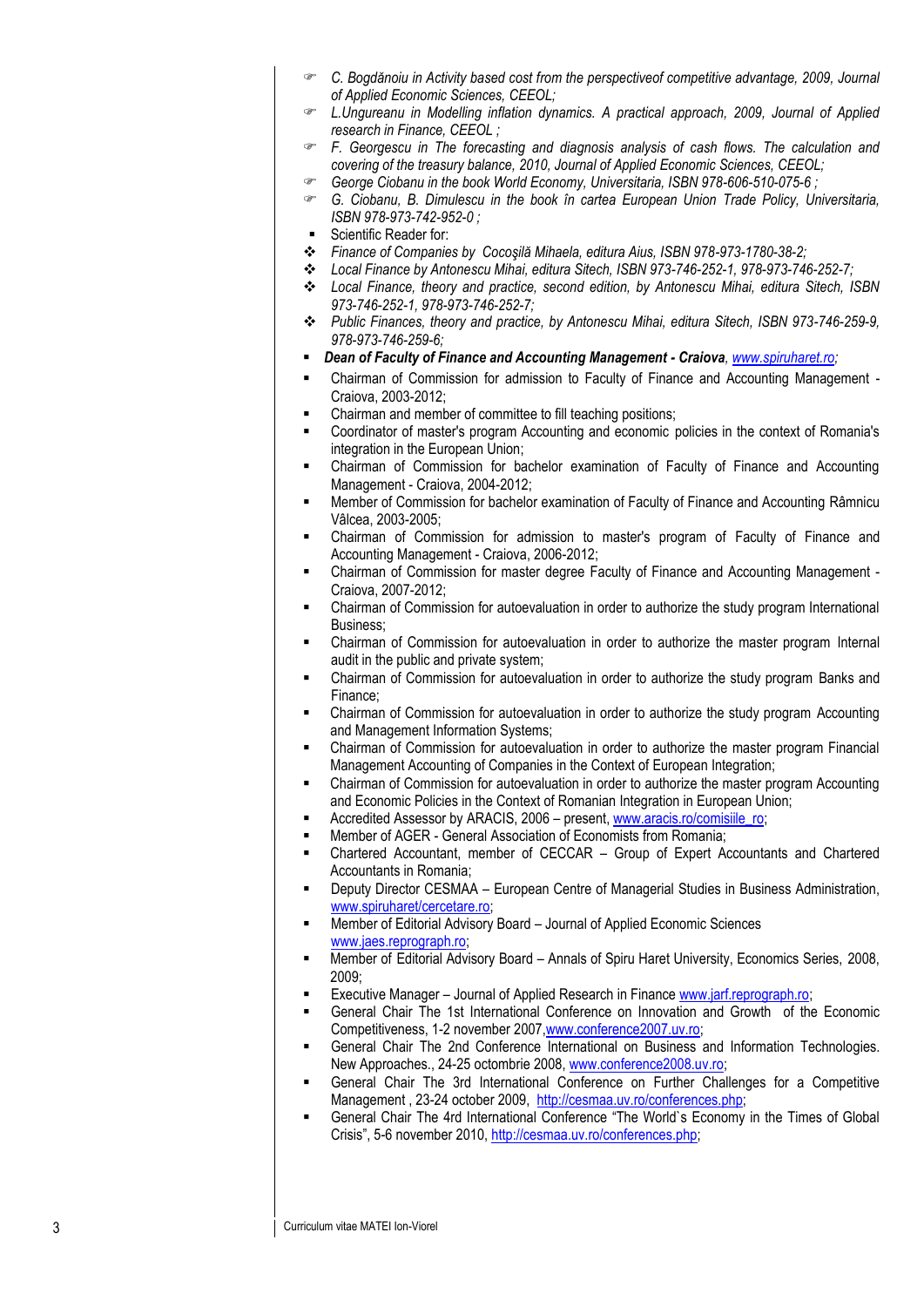- *C. Bogdănoiu in Activity based cost from the perspectiveof competitive advantage, 2009, Journal of Applied Economic Sciences, CEEOL;*
- *L.Ungureanu in Modelling inflation dynamics. A practical approach, 2009, Journal of Applied research in Finance, CEEOL ;*
- *F. Georgescu in The forecasting and diagnosis analysis of cash flows. The calculation and covering of the treasury balance, 2010, Journal of Applied Economic Sciences, CEEOL;*
- *George Ciobanu in the book World Economy, Universitaria, ISBN 978-606-510-075-6 ;*
- *G. Ciobanu, B. Dimulescu in the book în cartea European Union Trade Policy, Universitaria, ISBN 978-973-742-952-0 ;*

- Scientific Reader for:
  - *Finance of Companies by Cocoşilă Mihaela, editura Aius, ISBN 978-973-1780-38-2;*
  - *Local Finance by Antonescu Mihai, editura Sitech, ISBN 973-746-252-1, 978-973-746-252-7;*
  - *Local Finance, theory and practice, second edition, by Antonescu Mihai, editura Sitech, ISBN 973-746-252-1, 978-973-746-252-7;*
  - *Public Finances, theory and practice, by Antonescu Mihai, editura Sitech, ISBN 973-746-259-9, 978-973-746-259-6;*
- ***Dean of Faculty of Finance and Accounting Management - Craiova**, www.spiruharet.ro;*
- Chairman of Commission for admission to Faculty of Finance and Accounting Management - Craiova, 2003-2012;
- Chairman and member of committee to fill teaching positions;
- Coordinator of master's program Accounting and economic policies in the context of Romania's integration in the European Union;
- Chairman of Commission for bachelor examination of Faculty of Finance and Accounting Management - Craiova, 2004-2012;
- Member of Commission for bachelor examination of Faculty of Finance and Accounting Râmnicu Vâlcea, 2003-2005;
- Chairman of Commission for admission to master's program of Faculty of Finance and Accounting Management - Craiova, 2006-2012;
- Chairman of Commission for master degree Faculty of Finance and Accounting Management - Craiova, 2007-2012;
- Chairman of Commission for autoevaluation in order to authorize the study program International Business;
- Chairman of Commission for autoevaluation in order to authorize the master program Internal audit in the public and private system;
- Chairman of Commission for autoevaluation in order to authorize the study program Banks and Finance;
- Chairman of Commission for autoevaluation in order to authorize the study program Accounting and Management Information Systems;
- Chairman of Commission for autoevaluation in order to authorize the master program Financial Management Accounting of Companies in the Context of European Integration;
- Chairman of Commission for autoevaluation in order to authorize the master program Accounting and Economic Policies in the Context of Romanian Integration in European Union;
- Accredited Assessor by ARACIS, 2006 – present, www.aracis.ro/comisiile_ro;
- Member of AGER - General Association of Economists from Romania;
- Chartered Accountant, member of CECCAR – Group of Expert Accountants and Chartered Accountants in Romania;
- Deputy Director CESMAA – European Centre of Managerial Studies in Business Administration, www.spiruharet.ro/cercetare.ro;
- Member of Editorial Advisory Board – Journal of Applied Economic Sciences www.jaes.reprograph.ro;
- Member of Editorial Advisory Board – Annals of Spiru Haret University, Economics Series, 2008, 2009;
- Executive Manager – Journal of Applied Research in Finance www.jarf.reprograph.ro;
- General Chair The 1st International Conference on Innovation and Growth of the Economic Competitiveness, 1-2 november 2007,www.conference2007.uv.ro;
- General Chair The 2nd Conference International on Business and Information Technologies. New Approaches., 24-25 octombrie 2008, www.conference2008.uv.ro;
- General Chair The 3rd International Conference on Further Challenges for a Competitive Management , 23-24 october 2009, http://cesmaa.uv.ro/conferences.php;
- General Chair The 4rd International Conference "The World`s Economy in the Times of Global Crisis", 5-6 november 2010, http://cesmaa.uv.ro/conferences.php;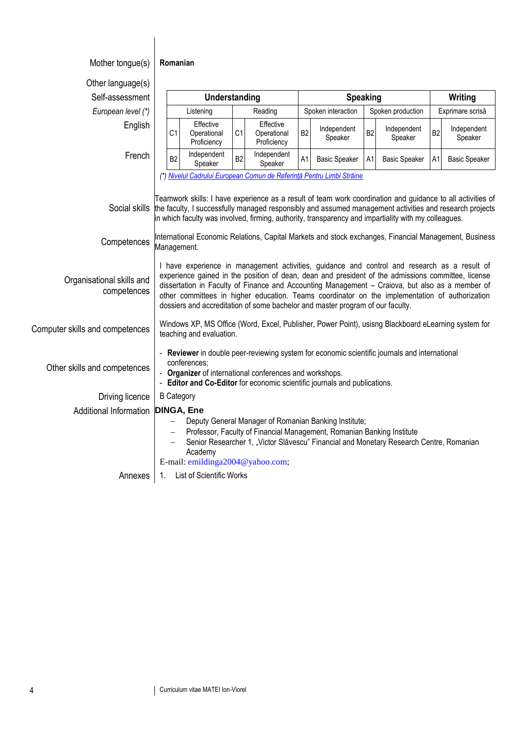**Mother tongue(s)**: **Romanian**

**Other language(s)**

| Self-assessment | Understanding | | | | Speaking | | | | Writing | |
|---|---|---|---|---|---|---|---|---|---|---|
| *European level (*)* | Listening | | Reading | | Spoken interaction | | Spoken production | | Exprimare scrisă | |
| English | C1 | Effective Operational Proficiency | C1 | Effective Operational Proficiency | B2 | Independent Speaker | B2 | Independent Speaker | B2 | Independent Speaker |
| French | B2 | Independent Speaker | B2 | Independent Speaker | A1 | Basic Speaker | A1 | Basic Speaker | A1 | Basic Speaker |

*(*) Nivelul Cadrului European Comun de Referinţă Pentru Limbi Străine*

**Social skills**: Teamwork skills: I have experience as a result of team work coordination and guidance to all activities of the faculty, I successfully managed responsibly and assumed management activities and research projects in which faculty was involved, firming, authority, transparency and impartiality with my colleagues.

**Competences**: International Economic Relations, Capital Markets and stock exchanges, Financial Management, Business Management.

**Organisational skills and competences**: I have experience in management activities, guidance and control and research as a result of experience gained in the position of dean, dean and president of the admissions committee, license dissertation in Faculty of Finance and Accounting Management – Craiova, but also as a member of other committees in higher education. Teams coordinator on the implementation of authorization dossiers and accreditation of some bachelor and master program of our faculty.

**Computer skills and competences**: Windows XP, MS Office (Word, Excel, Publisher, Power Point), usisng Blackboard eLearning system for teaching and evaluation.

**Other skills and competences**:

- **Reviewer** in double peer-reviewing system for economic scientific journals and international conferences;
- **Organizer** of international conferences and workshops.
- **Editor and Co-Editor** for economic scientific journals and publications.

**Driving licence**: B Category

**Additional Information**: **DINGA, Ene**

- Deputy General Manager of Romanian Banking Institute;
- Professor, Faculty of Financial Management, Romanian Banking Institute
- Senior Researcher 1, „Victor Slăvescu" Financial and Monetary Research Centre, Romanian Academy

E-mail: emildinga2004@yahoo.com;

**Annexes**: 1. List of Scientific Works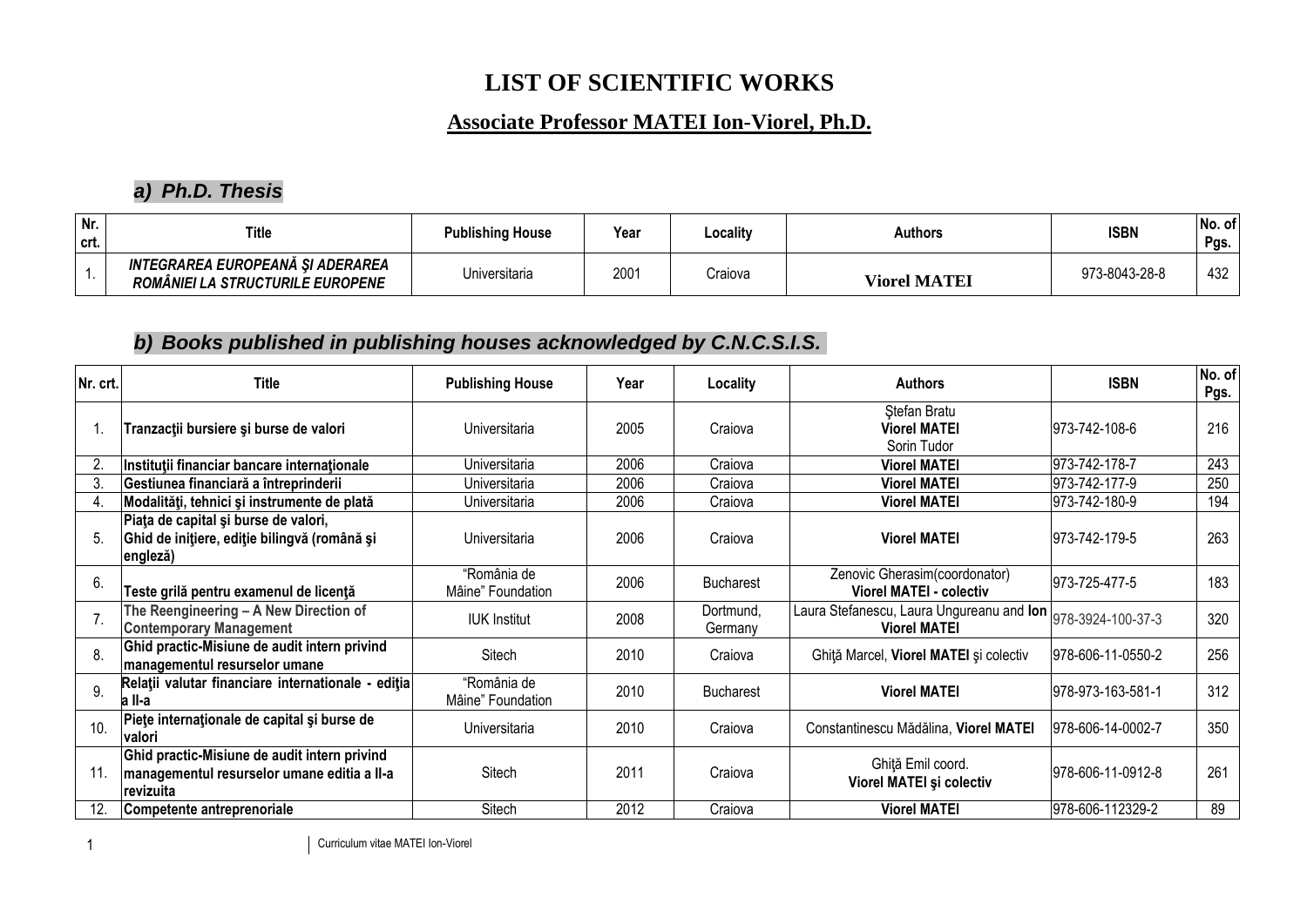# LIST OF SCIENTIFIC WORKS

## Associate Professor MATEI Ion-Viorel, Ph.D.

### a) Ph.D. Thesis

| Nr. crt. | Title | Publishing House | Year | Locality | Authors | ISBN | No. of Pgs. |
|---|---|---|---|---|---|---|---|
| 1. | ***INTEGRAREA EUROPEANĂ ŞI ADERAREA ROMÂNIEI LA STRUCTURILE EUROPENE*** | Universitaria | 2001 | Craiova | **Viorel MATEI** | 973-8043-28-8 | 432 |

### b) Books published in publishing houses acknowledged by C.N.C.S.I.S.

| Nr. crt. | Title | Publishing House | Year | Locality | Authors | ISBN | No. of Pgs. |
|---|---|---|---|---|---|---|---|
| 1. | **Tranzacţii bursiere şi burse de valori** | Universitaria | 2005 | Craiova | Ştefan Bratu<br>**Viorel MATEI**<br>Sorin Tudor | 973-742-108-6 | 216 |
| 2. | **Instituţii financiar bancare internaţionale** | Universitaria | 2006 | Craiova | **Viorel MATEI** | 973-742-178-7 | 243 |
| 3. | **Gestiunea financiară a întreprinderii** | Universitaria | 2006 | Craiova | **Viorel MATEI** | 973-742-177-9 | 250 |
| 4. | **Modalităţi, tehnici şi instrumente de plată** | Universitaria | 2006 | Craiova | **Viorel MATEI** | 973-742-180-9 | 194 |
| 5. | **Piaţa de capital şi burse de valori, Ghid de iniţiere, ediţie bilingvă (română şi engleză)** | Universitaria | 2006 | Craiova | **Viorel MATEI** | 973-742-179-5 | 263 |
| 6. | **Teste grilă pentru examenul de licenţă** | "România de Mâine" Foundation | 2006 | Bucharest | Zenovic Gherasim(coordonator)<br>**Viorel MATEI - colectiv** | 973-725-477-5 | 183 |
| 7. | **The Reengineering – A New Direction of Contemporary Management** | IUK Institut | 2008 | Dortmund, Germany | Laura Stefanescu, Laura Ungureanu and **Ion Viorel MATEI** | 978-3924-100-37-3 | 320 |
| 8. | **Ghid practic-Misiune de audit intern privind managementul resurselor umane** | Sitech | 2010 | Craiova | Ghiţă Marcel, **Viorel MATEI** şi colectiv | 978-606-11-0550-2 | 256 |
| 9. | **Relaţii valutar financiare internationale - ediţia a II-a** | "România de Mâine" Foundation | 2010 | Bucharest | **Viorel MATEI** | 978-973-163-581-1 | 312 |
| 10. | **Pieţe internaţionale de capital şi burse de valori** | Universitaria | 2010 | Craiova | Constantinescu Mădălina, **Viorel MATEI** | 978-606-14-0002-7 | 350 |
| 11. | **Ghid practic-Misiune de audit intern privind managementul resurselor umane editia a II-a revizuita** | Sitech | 2011 | Craiova | Ghiţă Emil coord.<br>**Viorel MATEI şi colectiv** | 978-606-11-0912-8 | 261 |
| 12. | **Competente antreprenoriale** | Sitech | 2012 | Craiova | **Viorel MATEI** | 978-606-112329-2 | 89 |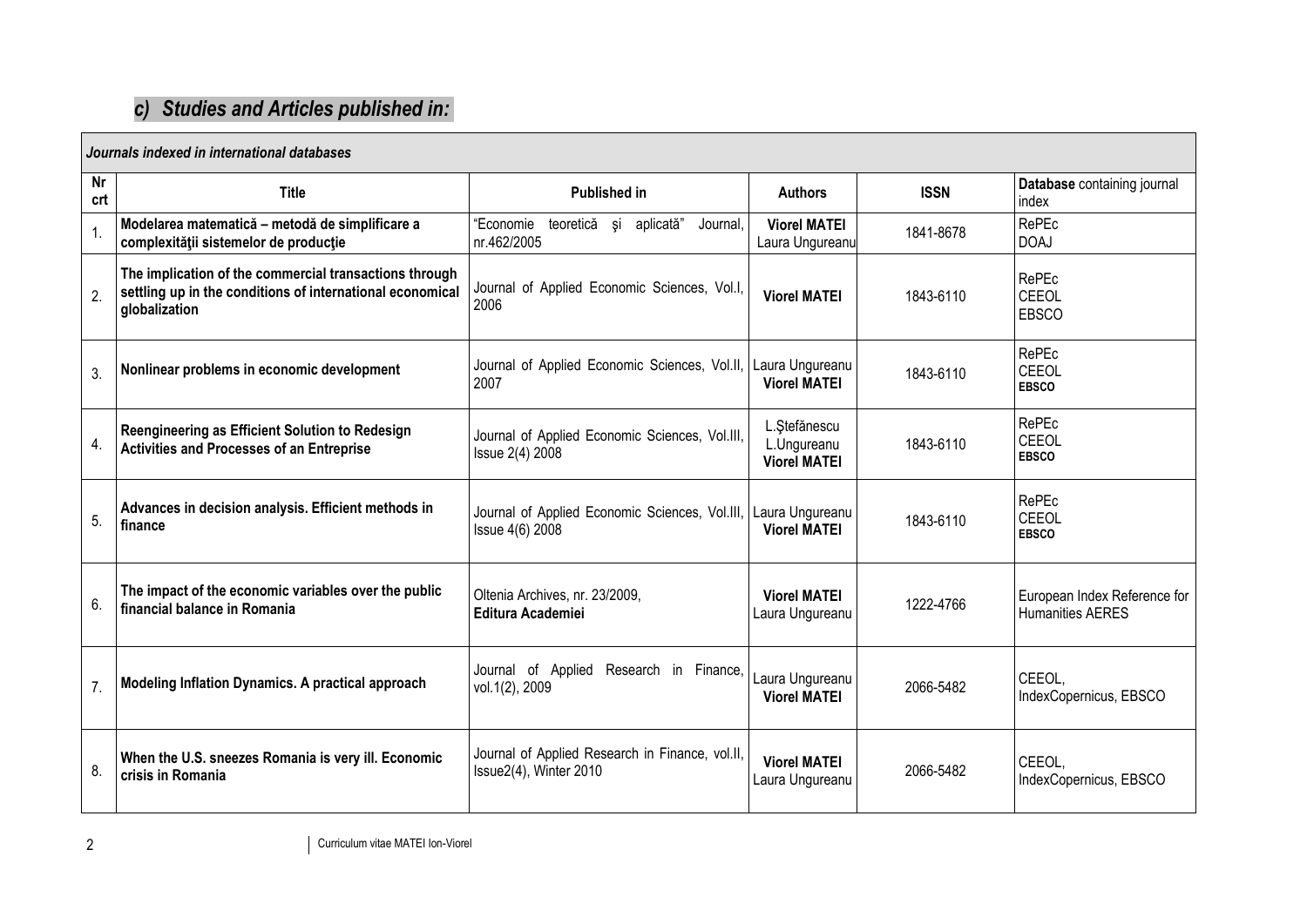## *c) Studies and Articles published in:*

| *Journals indexed in international databases* | | | | | |
|---|---|---|---|---|---|
| **Nr crt** | **Title** | **Published in** | **Authors** | **ISSN** | **Database** containing journal index |
| 1. | **Modelarea matematică – metodă de simplificare a complexităţii sistemelor de producţie** | "Economie teoretică şi aplicată" Journal, nr.462/2005 | **Viorel MATEI** Laura Ungureanu | 1841-8678 | RePEc DOAJ |
| 2. | **The implication of the commercial transactions through settling up in the conditions of international economical globalization** | Journal of Applied Economic Sciences, Vol.I, 2006 | **Viorel MATEI** | 1843-6110 | RePEc CEEOL EBSCO |
| 3. | **Nonlinear problems in economic development** | Journal of Applied Economic Sciences, Vol.II, 2007 | Laura Ungureanu **Viorel MATEI** | 1843-6110 | RePEc CEEOL EBSCO |
| 4. | **Reengineering as Efficient Solution to Redesign Activities and Processes of an Entreprise** | Journal of Applied Economic Sciences, Vol.III, Issue 2(4) 2008 | L.Ştefănescu L.Ungureanu **Viorel MATEI** | 1843-6110 | RePEc CEEOL EBSCO |
| 5. | **Advances in decision analysis. Efficient methods in finance** | Journal of Applied Economic Sciences, Vol.III, Issue 4(6) 2008 | Laura Ungureanu **Viorel MATEI** | 1843-6110 | RePEc CEEOL EBSCO |
| 6. | **The impact of the economic variables over the public financial balance in Romania** | Oltenia Archives, nr. 23/2009, **Editura Academiei** | **Viorel MATEI** Laura Ungureanu | 1222-4766 | European Index Reference for Humanities AERES |
| 7. | **Modeling Inflation Dynamics. A practical approach** | Journal of Applied Research in Finance, vol.1(2), 2009 | Laura Ungureanu **Viorel MATEI** | 2066-5482 | CEEOL, IndexCopernicus, EBSCO |
| 8. | **When the U.S. sneezes Romania is very ill. Economic crisis in Romania** | Journal of Applied Research in Finance, vol.II, Issue2(4), Winter 2010 | **Viorel MATEI** Laura Ungureanu | 2066-5482 | CEEOL, IndexCopernicus, EBSCO |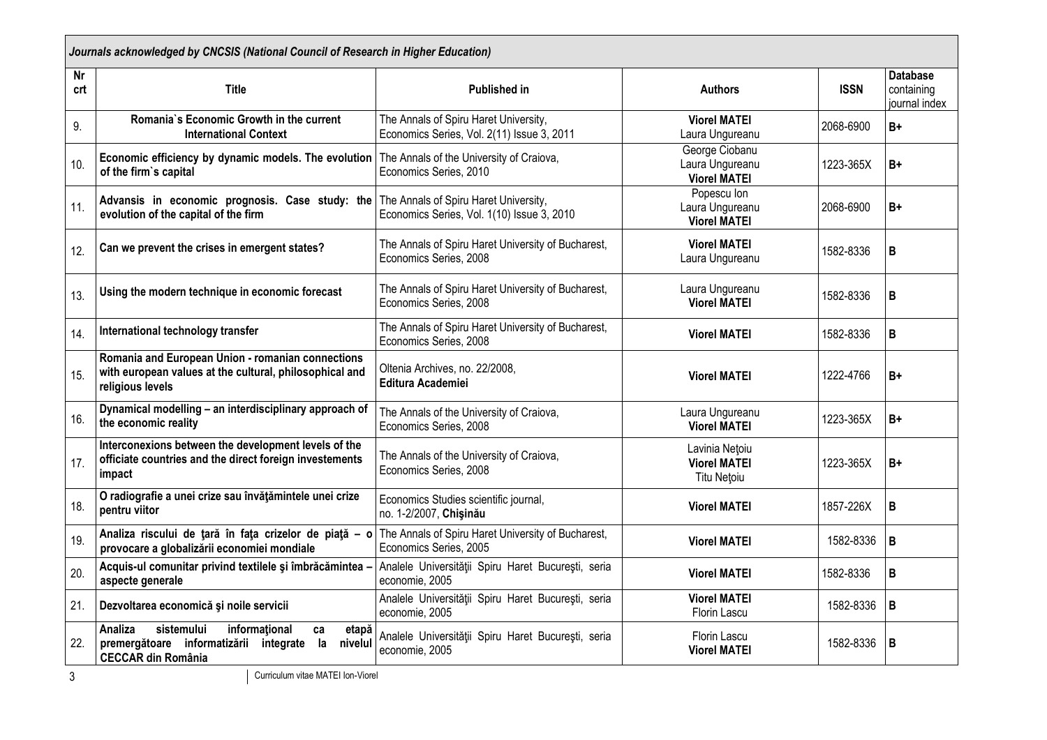| *Journals acknowledged by CNCSIS (National Council of Research in Higher Education)* | | | | | |
|---|---|---|---|---|---|
| **Nr crt** | **Title** | **Published in** | **Authors** | **ISSN** | **Database** containing journal index |
| 9. | **Romania`s Economic Growth in the current International Context** | The Annals of Spiru Haret University, Economics Series, Vol. 2(11) Issue 3, 2011 | **Viorel MATEI** Laura Ungureanu | 2068-6900 | **B+** |
| 10. | **Economic efficiency by dynamic models. The evolution of the firm`s capital** | The Annals of the University of Craiova, Economics Series, 2010 | George Ciobanu Laura Ungureanu **Viorel MATEI** | 1223-365X | **B+** |
| 11. | **Advansis in economic prognosis. Case study: the evolution of the capital of the firm** | The Annals of Spiru Haret University, Economics Series, Vol. 1(10) Issue 3, 2010 | Popescu Ion Laura Ungureanu **Viorel MATEI** | 2068-6900 | **B+** |
| 12. | **Can we prevent the crises in emergent states?** | The Annals of Spiru Haret University of Bucharest, Economics Series, 2008 | **Viorel MATEI** Laura Ungureanu | 1582-8336 | **B** |
| 13. | **Using the modern technique in economic forecast** | The Annals of Spiru Haret University of Bucharest, Economics Series, 2008 | Laura Ungureanu **Viorel MATEI** | 1582-8336 | **B** |
| 14. | **International technology transfer** | The Annals of Spiru Haret University of Bucharest, Economics Series, 2008 | **Viorel MATEI** | 1582-8336 | **B** |
| 15. | **Romania and European Union - romanian connections with european values at the cultural, philosophical and religious levels** | Oltenia Archives, no. 22/2008, **Editura Academiei** | **Viorel MATEI** | 1222-4766 | **B+** |
| 16. | **Dynamical modelling – an interdisciplinary approach of the economic reality** | The Annals of the University of Craiova, Economics Series, 2008 | Laura Ungureanu **Viorel MATEI** | 1223-365X | **B+** |
| 17. | **Interconexions between the development levels of the officiate countries and the direct foreign investements impact** | The Annals of the University of Craiova, Economics Series, 2008 | Lavinia Neţoiu **Viorel MATEI** Titu Neţoiu | 1223-365X | **B+** |
| 18. | **O radiografie a unei crize sau învăţămintele unei crize pentru viitor** | Economics Studies scientific journal, no. 1-2/2007, **Chişinău** | **Viorel MATEI** | 1857-226X | **B** |
| 19. | **Analiza riscului de ţară în faţa crizelor de piaţă – o provocare a globalizării economiei mondiale** | The Annals of Spiru Haret University of Bucharest, Economics Series, 2005 | **Viorel MATEI** | 1582-8336 | **B** |
| 20. | **Acquis-ul comunitar privind textilele şi îmbrăcămintea – aspecte generale** | Analele Universităţii Spiru Haret Bucureşti, seria economie, 2005 | **Viorel MATEI** | 1582-8336 | **B** |
| 21. | **Dezvoltarea economică şi noile servicii** | Analele Universităţii Spiru Haret Bucureşti, seria economie, 2005 | **Viorel MATEI** Florin Lascu | 1582-8336 | **B** |
| 22. | **Analiza sistemului informaţional ca etapă premergătoare informatizării integrate la nivelul CECCAR din România** | Analele Universităţii Spiru Haret Bucureşti, seria economie, 2005 | Florin Lascu **Viorel MATEI** | 1582-8336 | **B** |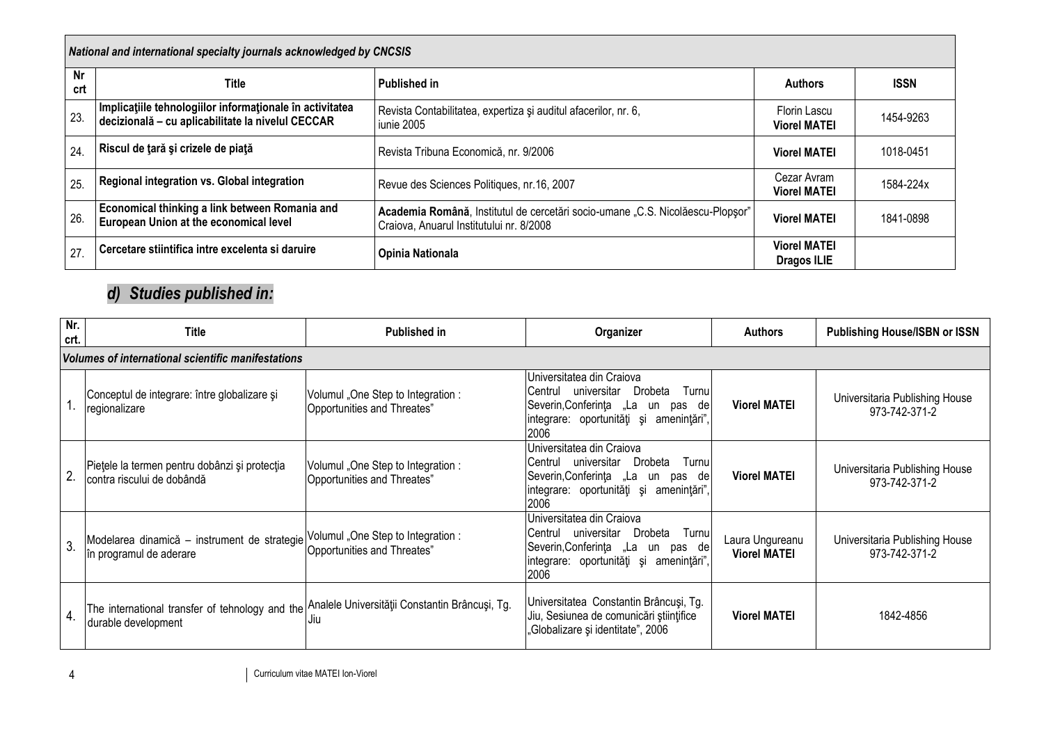| *National and international specialty journals acknowledged by CNCSIS* | | | | |
|---|---|---|---|---|
| **Nr crt** | **Title** | **Published in** | **Authors** | **ISSN** |
| 23. | **Implicaţiile tehnologiilor informaţionale în activitatea decizională – cu aplicabilitate la nivelul CECCAR** | Revista Contabilitatea, expertiza şi auditul afacerilor, nr. 6, iunie 2005 | Florin Lascu **Viorel MATEI** | 1454-9263 |
| 24. | **Riscul de ţară şi crizele de piaţă** | Revista Tribuna Economică, nr. 9/2006 | **Viorel MATEI** | 1018-0451 |
| 25. | **Regional integration vs. Global integration** | Revue des Sciences Politiques, nr.16, 2007 | Cezar Avram **Viorel MATEI** | 1584-224x |
| 26. | **Economical thinking a link between Romania and European Union at the economical level** | **Academia Română**, Institutul de cercetări socio-umane „C.S. Nicolăescu-Plopşor" Craiova, Anuarul Institutului nr. 8/2008 | **Viorel MATEI** | 1841-0898 |
| 27. | **Cercetare stiintifica intre excelenta si daruire** | **Opinia Nationala** | **Viorel MATEI** **Dragos ILIE** | |

## *d) Studies published in:*

| Nr. crt. | Title | Published in | Organizer | Authors | Publishing House/ISBN or ISSN |
|---|---|---|---|---|---|
| ***Volumes of international scientific manifestations*** | | | | | |
| 1. | Conceptul de integrare: între globalizare şi regionalizare | Volumul „One Step to Integration : Opportunities and Threates" | Universitatea din Craiova Centrul universitar Drobeta Turnu Severin,Conferinţa „La un pas de integrare: oportunităţi şi ameninţări", 2006 | **Viorel MATEI** | Universitaria Publishing House 973-742-371-2 |
| 2. | Pieţele la termen pentru dobânzi şi protecţia contra riscului de dobândă | Volumul „One Step to Integration : Opportunities and Threates" | Universitatea din Craiova Centrul universitar Drobeta Turnu Severin,Conferinţa „La un pas de integrare: oportunităţi şi ameninţări", 2006 | **Viorel MATEI** | Universitaria Publishing House 973-742-371-2 |
| 3. | Modelarea dinamică – instrument de strategie în programul de aderare | Volumul „One Step to Integration : Opportunities and Threates" | Universitatea din Craiova Centrul universitar Drobeta Turnu Severin,Conferinţa „La un pas de integrare: oportunităţi şi ameninţări", 2006 | Laura Ungureanu **Viorel MATEI** | Universitaria Publishing House 973-742-371-2 |
| 4. | The international transfer of tehnology and the durable development | Analele Universităţii Constantin Brâncuşi, Tg. Jiu | Universitatea Constantin Brâncuşi, Tg. Jiu, Sesiunea de comunicări ştiinţifice „Globalizare şi identitate", 2006 | **Viorel MATEI** | 1842-4856 |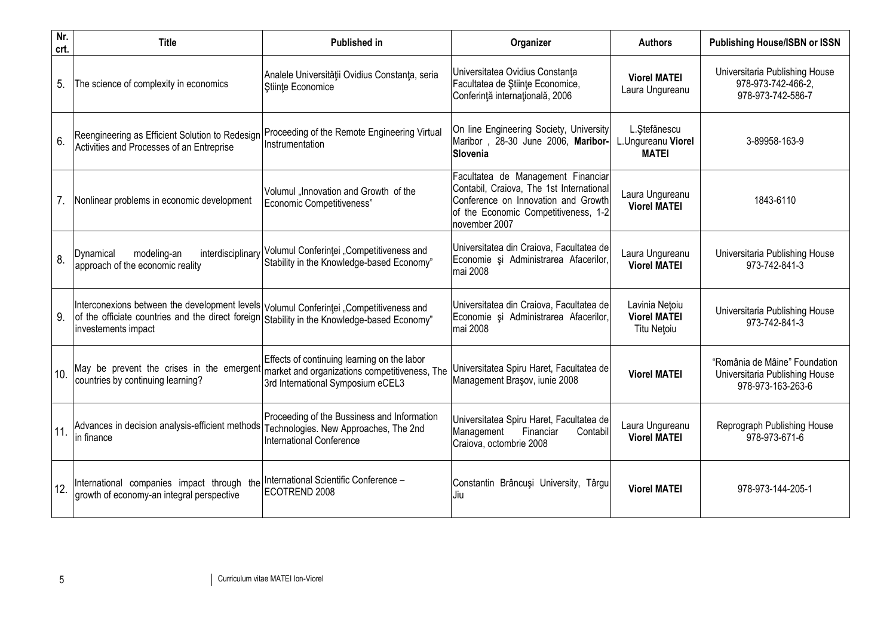| Nr. crt. | Title | Published in | Organizer | Authors | Publishing House/ISBN or ISSN |
|---|---|---|---|---|---|
| 5. | The science of complexity in economics | Analele Universităţii Ovidius Constanţa, seria Ştiinţe Economice | Universitatea Ovidius Constanţa Facultatea de Ştiinţe Economice, Conferinţă internaţională, 2006 | **Viorel MATEI** Laura Ungureanu | Universitaria Publishing House 978-973-742-466-2, 978-973-742-586-7 |
| 6. | Reengineering as Efficient Solution to Redesign Activities and Processes of an Entreprise | Proceeding of the Remote Engineering Virtual Instrumentation | On line Engineering Society, University Maribor , 28-30 June 2006, **Maribor-Slovenia** | L.Ştefănescu L.Ungureanu **Viorel MATEI** | 3-89958-163-9 |
| 7. | Nonlinear problems in economic development | Volumul „Innovation and Growth of the Economic Competitiveness" | Facultatea de Management Financiar Contabil, Craiova, The 1st International Conference on Innovation and Growth of the Economic Competitiveness, 1-2 november 2007 | Laura Ungureanu **Viorel MATEI** | 1843-6110 |
| 8. | Dynamical modeling-an interdisciplinary approach of the economic reality | Volumul Conferinţei „Competitiveness and Stability in the Knowledge-based Economy" | Universitatea din Craiova, Facultatea de Economie şi Administrarea Afacerilor, mai 2008 | Laura Ungureanu **Viorel MATEI** | Universitaria Publishing House 973-742-841-3 |
| 9. | Interconexions between the development levels of the officiate countries and the direct foreign investements impact | Volumul Conferinţei „Competitiveness and Stability in the Knowledge-based Economy" | Universitatea din Craiova, Facultatea de Economie şi Administrarea Afacerilor, mai 2008 | Lavinia Neţoiu **Viorel MATEI** Titu Neţoiu | Universitaria Publishing House 973-742-841-3 |
| 10. | May be prevent the crises in the emergent countries by continuing learning? | Effects of continuing learning on the labor market and organizations competitiveness, The 3rd International Symposium eCEL3 | Universitatea Spiru Haret, Facultatea de Management Braşov, iunie 2008 | **Viorel MATEI** | "România de Mâine" Foundation Universitaria Publishing House 978-973-163-263-6 |
| 11. | Advances in decision analysis-efficient methods in finance | Proceeding of the Bussiness and Information Technologies. New Approaches, The 2nd International Conference | Universitatea Spiru Haret, Facultatea de Management Financiar Contabil Craiova, octombrie 2008 | Laura Ungureanu **Viorel MATEI** | Reprograph Publishing House 978-973-671-6 |
| 12. | International companies impact through the growth of economy-an integral perspective | International Scientific Conference – ECOTREND 2008 | Constantin Brâncuşi University, Târgu Jiu | **Viorel MATEI** | 978-973-144-205-1 |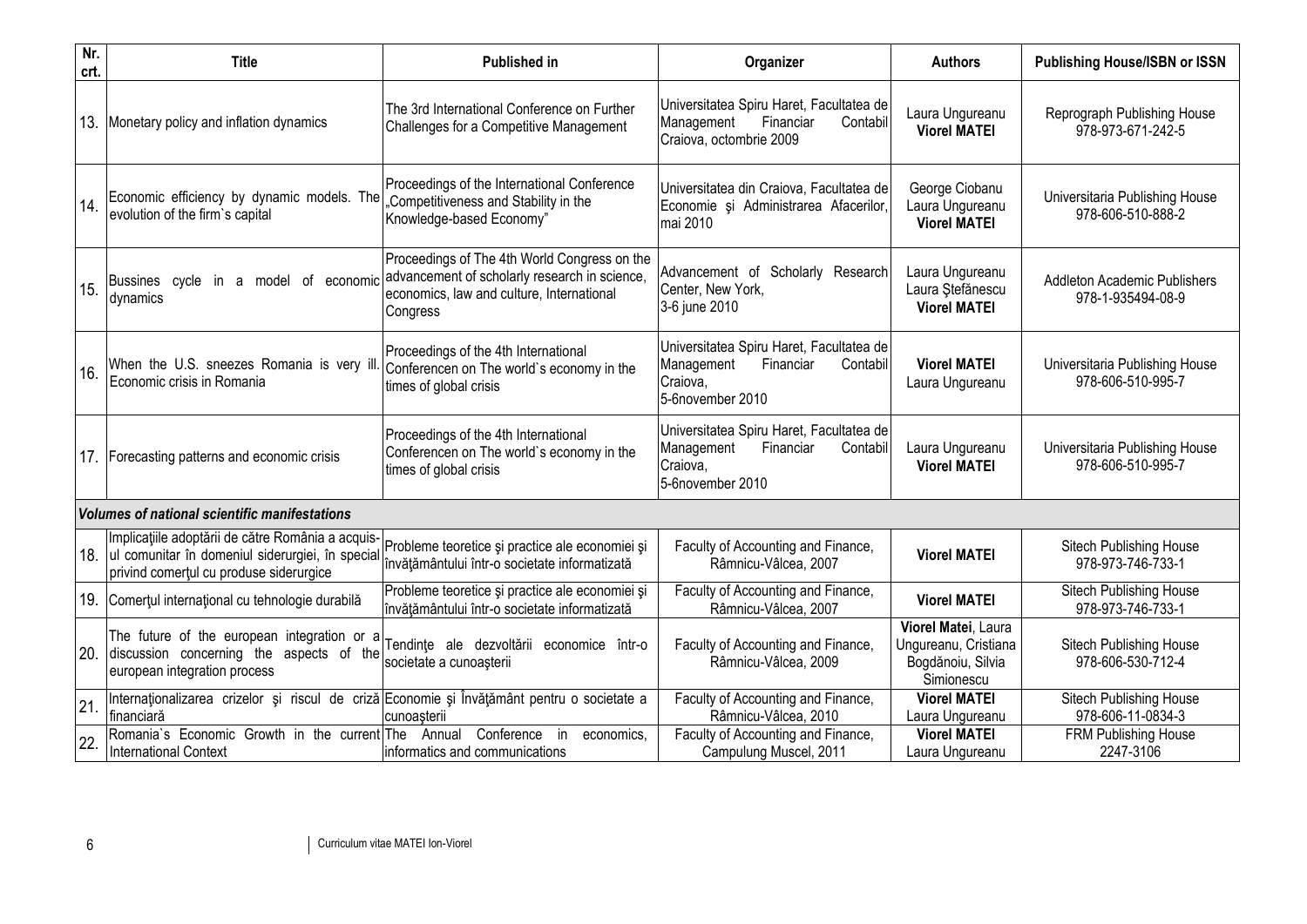| Nr. crt. | Title | Published in | Organizer | Authors | Publishing House/ISBN or ISSN |
|---|---|---|---|---|---|
| 13. | Monetary policy and inflation dynamics | The 3rd International Conference on Further Challenges for a Competitive Management | Universitatea Spiru Haret, Facultatea de Management Financiar Contabil Craiova, octombrie 2009 | Laura Ungureanu **Viorel MATEI** | Reprograph Publishing House 978-973-671-242-5 |
| 14. | Economic efficiency by dynamic models. The evolution of the firm`s capital | Proceedings of the International Conference „Competitiveness and Stability in the Knowledge-based Economy" | Universitatea din Craiova, Facultatea de Economie şi Administrarea Afacerilor, mai 2010 | George Ciobanu Laura Ungureanu **Viorel MATEI** | Universitaria Publishing House 978-606-510-888-2 |
| 15. | Bussines cycle in a model of economic dynamics | Proceedings of The 4th World Congress on the advancement of scholarly research in science, economics, law and culture, International Congress | Advancement of Scholarly Research Center, New York, 3-6 june 2010 | Laura Ungureanu Laura Ştefănescu **Viorel MATEI** | Addleton Academic Publishers 978-1-935494-08-9 |
| 16. | When the U.S. sneezes Romania is very ill. Economic crisis in Romania | Proceedings of the 4th International Conferencen on The world`s economy in the times of global crisis | Universitatea Spiru Haret, Facultatea de Management Financiar Contabil Craiova, 5-6november 2010 | **Viorel MATEI** Laura Ungureanu | Universitaria Publishing House 978-606-510-995-7 |
| 17. | Forecasting patterns and economic crisis | Proceedings of the 4th International Conferencen on The world`s economy in the times of global crisis | Universitatea Spiru Haret, Facultatea de Management Financiar Contabil Craiova, 5-6november 2010 | Laura Ungureanu **Viorel MATEI** | Universitaria Publishing House 978-606-510-995-7 |
| ***Volumes of national scientific manifestations*** | | | | | |
| 18. | Implicaţiile adoptării de către România a acquis-ul comunitar în domeniul siderurgiei, în special privind comerţul cu produse siderurgice | Probleme teoretice şi practice ale economiei şi învăţământului într-o societate informatizată | Faculty of Accounting and Finance, Râmnicu-Vâlcea, 2007 | **Viorel MATEI** | Sitech Publishing House 978-973-746-733-1 |
| 19. | Comerţul internaţional cu tehnologie durabilă | Probleme teoretice şi practice ale economiei şi învăţământului într-o societate informatizată | Faculty of Accounting and Finance, Râmnicu-Vâlcea, 2007 | **Viorel MATEI** | Sitech Publishing House 978-973-746-733-1 |
| 20. | The future of the european integration or a discussion concerning the aspects of the european integration process | Tendinţe ale dezvoltării economice într-o societate a cunoaşterii | Faculty of Accounting and Finance, Râmnicu-Vâlcea, 2009 | **Viorel Matei**, Laura Ungureanu, Cristiana Bogdănoiu, Silvia Simionescu | Sitech Publishing House 978-606-530-712-4 |
| 21. | Internaţionalizarea crizelor şi riscul de criză financiară | Economie şi Învăţământ pentru o societate a cunoaşterii | Faculty of Accounting and Finance, Râmnicu-Vâlcea, 2010 | **Viorel MATEI** Laura Ungureanu | Sitech Publishing House 978-606-11-0834-3 |
| 22. | Romania`s Economic Growth in the current International Context | The Annual Conference in economics, informatics and communications | Faculty of Accounting and Finance, Campulung Muscel, 2011 | **Viorel MATEI** Laura Ungureanu | FRM Publishing House 2247-3106 |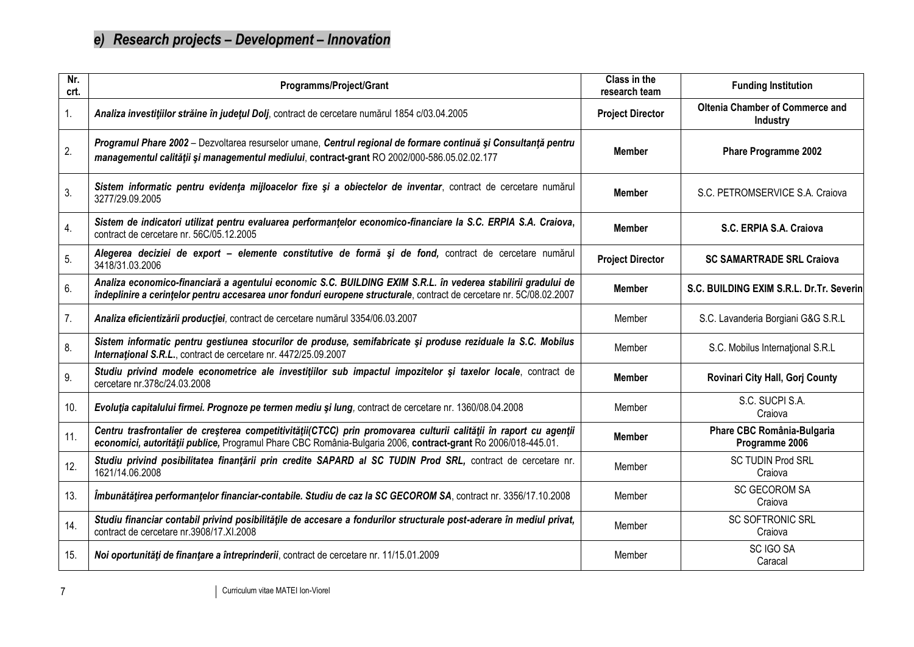## *e) Research projects – Development – Innovation*

| Nr. crt. | Programms/Project/Grant | Class in the research team | Funding Institution |
|---|---|---|---|
| 1. | ***Analiza investiţiilor străine în judeţul Dolj***, contract de cercetare numărul 1854 c/03.04.2005 | **Project Director** | **Oltenia Chamber of Commerce and Industry** |
| 2. | ***Programul Phare 2002*** – Dezvoltarea resurselor umane, ***Centrul regional de formare continuă şi Consultanţă pentru managementul calităţii şi managementul mediului***, **contract-grant** RO 2002/000-586.05.02.02.177 | **Member** | **Phare Programme 2002** |
| 3. | ***Sistem informatic pentru evidenţa mijloacelor fixe şi a obiectelor de inventar***, contract de cercetare numărul 3277/29.09.2005 | **Member** | S.C. PETROMSERVICE S.A. Craiova |
| 4. | ***Sistem de indicatori utilizat pentru evaluarea performanţelor economico-financiare la S.C. ERPIA S.A. Craiova***, contract de cercetare nr. 56C/05.12.2005 | **Member** | **S.C. ERPIA S.A. Craiova** |
| 5. | ***Alegerea deciziei de export – elemente constitutive de formă şi de fond,*** contract de cercetare numărul 3418/31.03.2006 | **Project Director** | **SC SAMARTRADE SRL Craiova** |
| 6. | ***Analiza economico-financiară a agentului economic S.C. BUILDING EXIM S.R.L. în vederea stabilirii gradului de îndeplinire a cerinţelor pentru accesarea unor fonduri europene structurale***, contract de cercetare nr. 5C/08.02.2007 | **Member** | **S.C. BUILDING EXIM S.R.L. Dr.Tr. Severin** |
| 7. | ***Analiza eficientizării producţiei***, contract de cercetare numărul 3354/06.03.2007 | Member | S.C. Lavanderia Borgiani G&G S.R.L |
| 8. | ***Sistem informatic pentru gestiunea stocurilor de produse, semifabricate şi produse reziduale la S.C. Mobilus Internaţional S.R.L.***, contract de cercetare nr. 4472/25.09.2007 | Member | S.C. Mobilus Internaţional S.R.L |
| 9. | ***Studiu privind modele econometrice ale investiţiilor sub impactul impozitelor şi taxelor locale***, contract de cercetare nr.378c/24.03.2008 | **Member** | **Rovinari City Hall, Gorj County** |
| 10. | ***Evoluţia capitalului firmei. Prognoze pe termen mediu şi lung***, contract de cercetare nr. 1360/08.04.2008 | Member | S.C. SUCPI S.A. Craiova |
| 11. | ***Centru trasfrontalier de creşterea competitivităţii(CTCC) prin promovarea culturii calităţii în raport cu agenţii economici, autorităţii publice,*** Programul Phare CBC România-Bulgaria 2006, **contract-grant** Ro 2006/018-445.01. | **Member** | **Phare CBC România-Bulgaria Programme 2006** |
| 12. | ***Studiu privind posibilitatea finanţării prin credite SAPARD al SC TUDIN Prod SRL,*** contract de cercetare nr. 1621/14.06.2008 | Member | SC TUDIN Prod SRL Craiova |
| 13. | ***Îmbunătăţirea performanţelor financiar-contabile. Studiu de caz la SC GECOROM SA***, contract nr. 3356/17.10.2008 | Member | SC GECOROM SA Craiova |
| 14. | ***Studiu financiar contabil privind posibilităţile de accesare a fondurilor structurale post-aderare în mediul privat,*** contract de cercetare nr.3908/17.XI.2008 | Member | SC SOFTRONIC SRL Craiova |
| 15. | ***Noi oportunităţi de finanţare a întreprinderii***, contract de cercetare nr. 11/15.01.2009 | Member | SC IGO SA Caracal |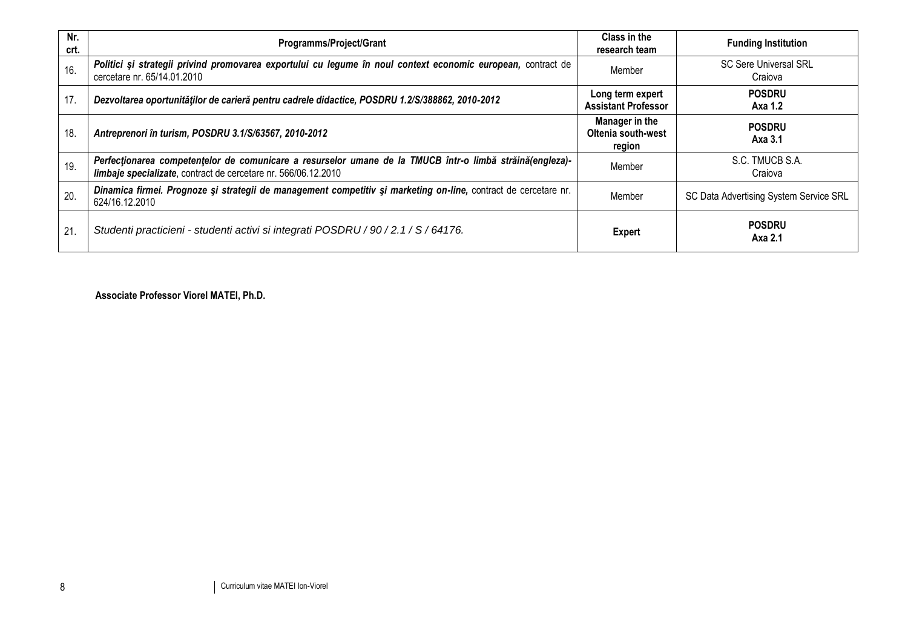| Nr. crt. | Programms/Project/Grant | Class in the research team | Funding Institution |
|---|---|---|---|
| 16. | ***Politici şi strategii privind promovarea exportului cu legume în noul context economic european,*** contract de cercetare nr. 65/14.01.2010 | Member | SC Sere Universal SRL Craiova |
| 17. | ***Dezvoltarea oportunităţilor de carieră pentru cadrele didactice, POSDRU 1.2/S/388862, 2010-2012*** | **Long term expert Assistant Professor** | **POSDRU Axa 1.2** |
| 18. | ***Antreprenori în turism, POSDRU 3.1/S/63567, 2010-2012*** | **Manager in the Oltenia south-west region** | **POSDRU Axa 3.1** |
| 19. | ***Perfecţionarea competenţelor de comunicare a resurselor umane de la TMUCB într-o limbă străină(engleza)-limbaje specializate***, contract de cercetare nr. 566/06.12.2010 | Member | S.C. TMUCB S.A. Craiova |
| 20. | ***Dinamica firmei. Prognoze şi strategii de management competitiv şi marketing on-line,*** contract de cercetare nr. 624/16.12.2010 | Member | SC Data Advertising System Service SRL |
| 21. | *Studenti practicieni - studenti activi si integrati POSDRU / 90 / 2.1 / S / 64176.* | **Expert** | **POSDRU Axa 2.1** |

**Associate Professor Viorel MATEI, Ph.D.**